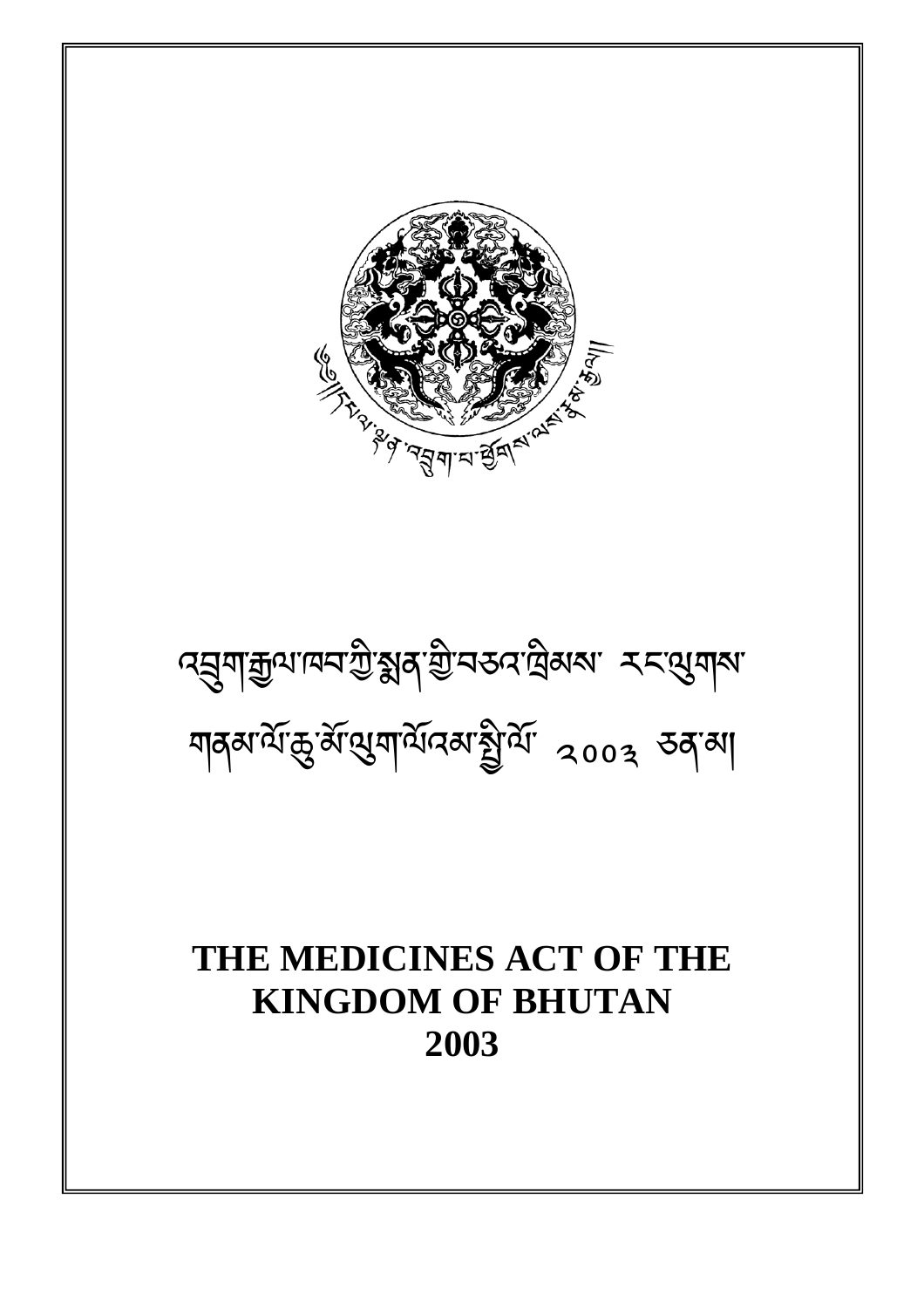འབྲུག་རྒྱལ་ཁབ་ཀྱི་སྨན་གྱི་བཅའ་ཁྲིམས་ རང་ལུགས་

གནམ་ལོ་ཆུ་མོ་ལུག་ལོའམ་སྤྱི་ལོ་ ༢༠༠༣ ཅན་མ།

# THE MEDICINES ACT OF THE KINGDOM OF BHUTAN 2003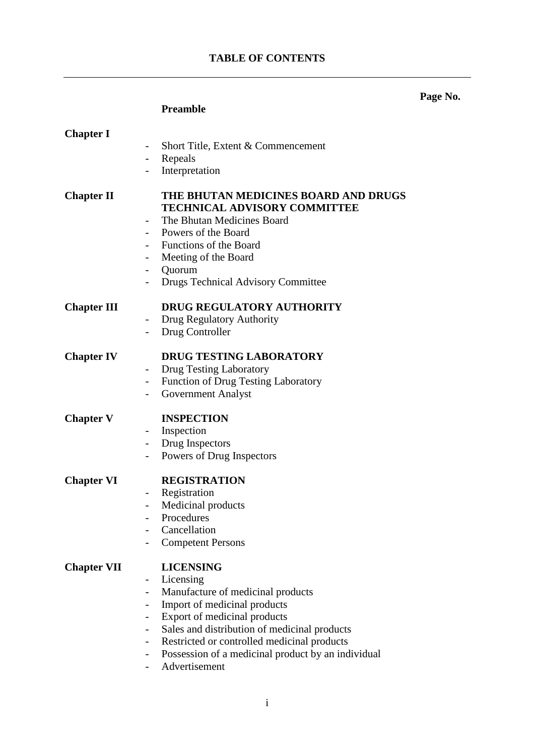## TABLE OF CONTENTS

**Page No.**

**Preamble**

**Chapter I**

- Short Title, Extent & Commencement
- Repeals
- Interpretation

**Chapter II** **THE BHUTAN MEDICINES BOARD AND DRUGS TECHNICAL ADVISORY COMMITTEE**

- The Bhutan Medicines Board
- Powers of the Board
- Functions of the Board
- Meeting of the Board
- Quorum
- Drugs Technical Advisory Committee

**Chapter III** **DRUG REGULATORY AUTHORITY**

- Drug Regulatory Authority
- Drug Controller

**Chapter IV** **DRUG TESTING LABORATORY**

- Drug Testing Laboratory
- Function of Drug Testing Laboratory
- Government Analyst

**Chapter V** **INSPECTION**

- Inspection
- Drug Inspectors
- Powers of Drug Inspectors

**Chapter VI** **REGISTRATION**

- Registration
- Medicinal products
- Procedures
- Cancellation
- Competent Persons

**Chapter VII** **LICENSING**

- Licensing
- Manufacture of medicinal products
- Import of medicinal products
- Export of medicinal products
- Sales and distribution of medicinal products
- Restricted or controlled medicinal products
- Possession of a medicinal product by an individual
- Advertisement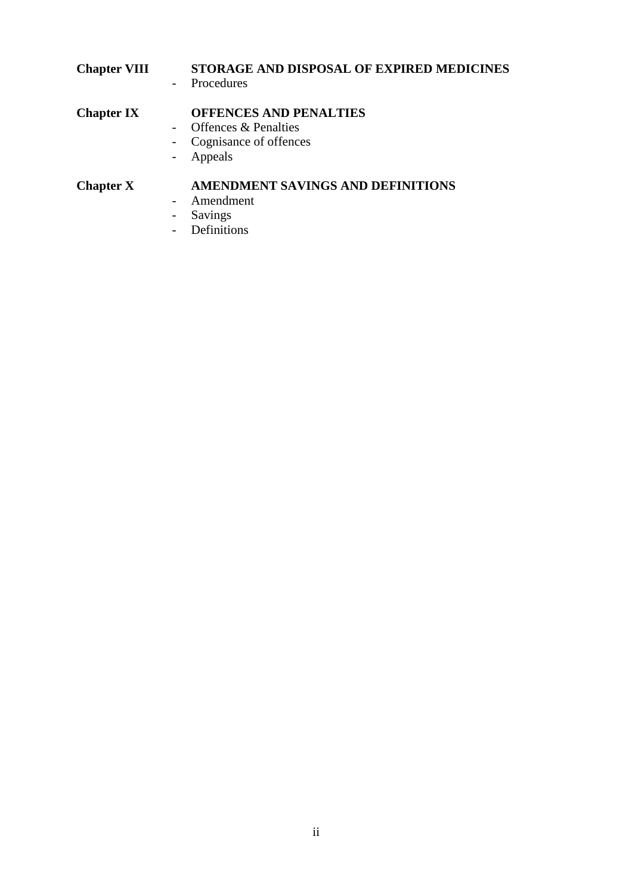**Chapter VIII** **STORAGE AND DISPOSAL OF EXPIRED MEDICINES**

- Procedures

**Chapter IX** **OFFENCES AND PENALTIES**

- Offences & Penalties
- Cognisance of offences
- Appeals

**Chapter X** **AMENDMENT SAVINGS AND DEFINITIONS**

- Amendment
- Savings
- Definitions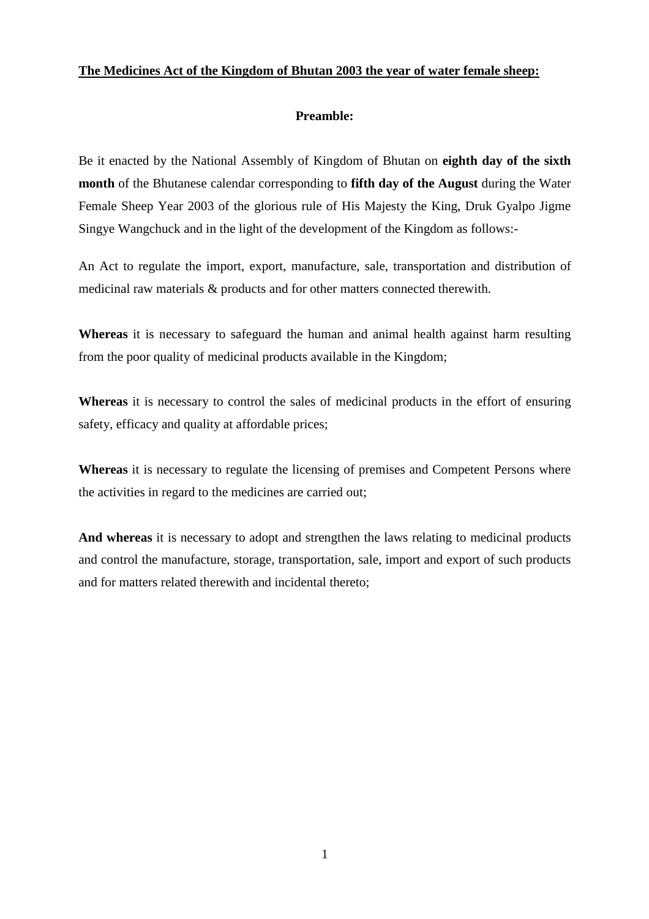**<u>The Medicines Act of the Kingdom of Bhutan 2003 the year of water female sheep:</u>**

## Preamble:

Be it enacted by the National Assembly of Kingdom of Bhutan on **eighth day of the sixth month** of the Bhutanese calendar corresponding to **fifth day of the August** during the Water Female Sheep Year 2003 of the glorious rule of His Majesty the King, Druk Gyalpo Jigme Singye Wangchuck and in the light of the development of the Kingdom as follows:-

An Act to regulate the import, export, manufacture, sale, transportation and distribution of medicinal raw materials & products and for other matters connected therewith.

**Whereas** it is necessary to safeguard the human and animal health against harm resulting from the poor quality of medicinal products available in the Kingdom;

**Whereas** it is necessary to control the sales of medicinal products in the effort of ensuring safety, efficacy and quality at affordable prices;

**Whereas** it is necessary to regulate the licensing of premises and Competent Persons where the activities in regard to the medicines are carried out;

**And whereas** it is necessary to adopt and strengthen the laws relating to medicinal products and control the manufacture, storage, transportation, sale, import and export of such products and for matters related therewith and incidental thereto;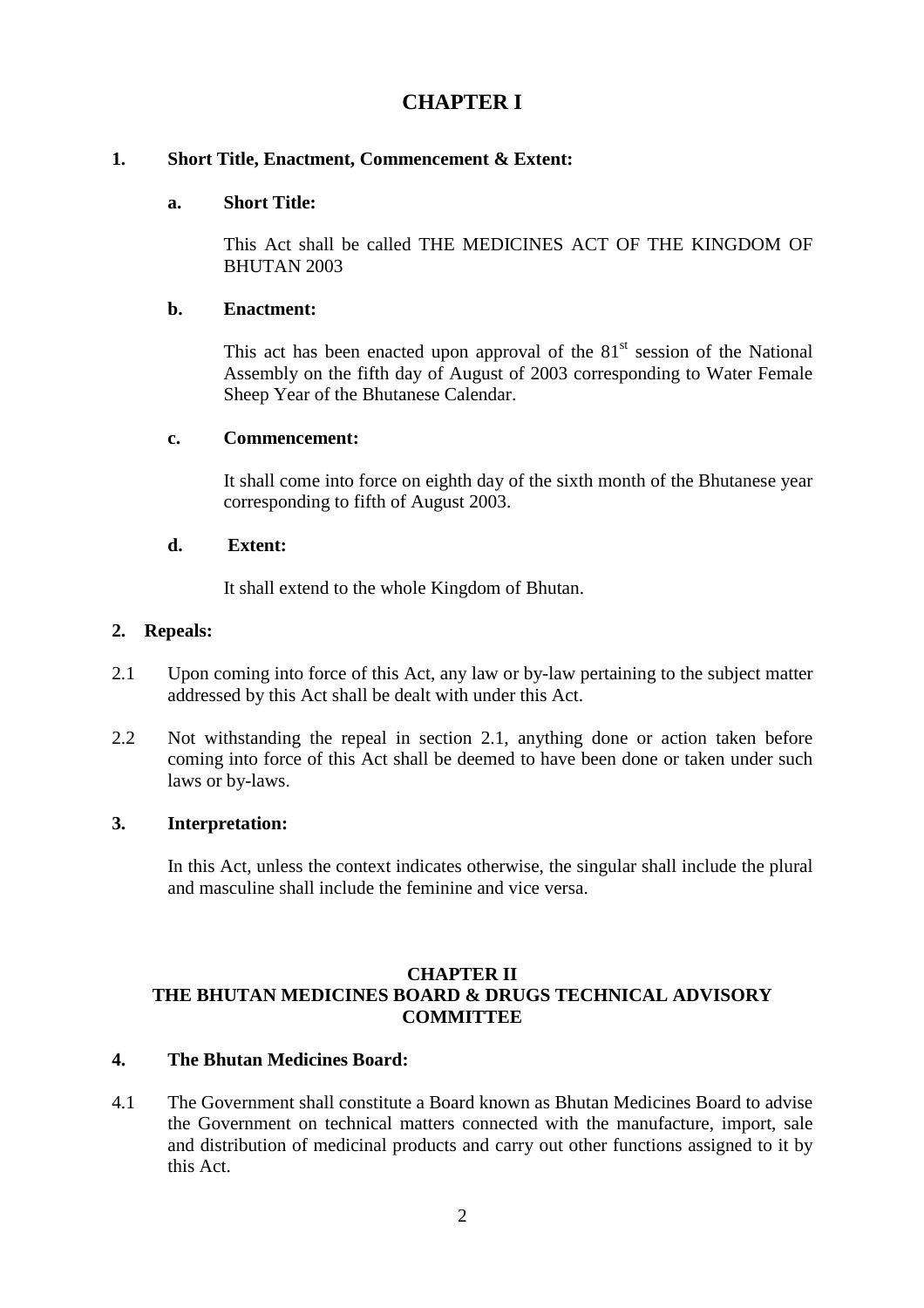# CHAPTER I

**1. Short Title, Enactment, Commencement & Extent:**

**a. Short Title:**

This Act shall be called THE MEDICINES ACT OF THE KINGDOM OF BHUTAN 2003

**b. Enactment:**

This act has been enacted upon approval of the 81st session of the National Assembly on the fifth day of August of 2003 corresponding to Water Female Sheep Year of the Bhutanese Calendar.

**c. Commencement:**

It shall come into force on eighth day of the sixth month of the Bhutanese year corresponding to fifth of August 2003.

**d. Extent:**

It shall extend to the whole Kingdom of Bhutan.

**2. Repeals:**

2.1 Upon coming into force of this Act, any law or by-law pertaining to the subject matter addressed by this Act shall be dealt with under this Act.

2.2 Not withstanding the repeal in section 2.1, anything done or action taken before coming into force of this Act shall be deemed to have been done or taken under such laws or by-laws.

**3. Interpretation:**

In this Act, unless the context indicates otherwise, the singular shall include the plural and masculine shall include the feminine and vice versa.

## CHAPTER II
## THE BHUTAN MEDICINES BOARD & DRUGS TECHNICAL ADVISORY COMMITTEE

**4. The Bhutan Medicines Board:**

4.1 The Government shall constitute a Board known as Bhutan Medicines Board to advise the Government on technical matters connected with the manufacture, import, sale and distribution of medicinal products and carry out other functions assigned to it by this Act.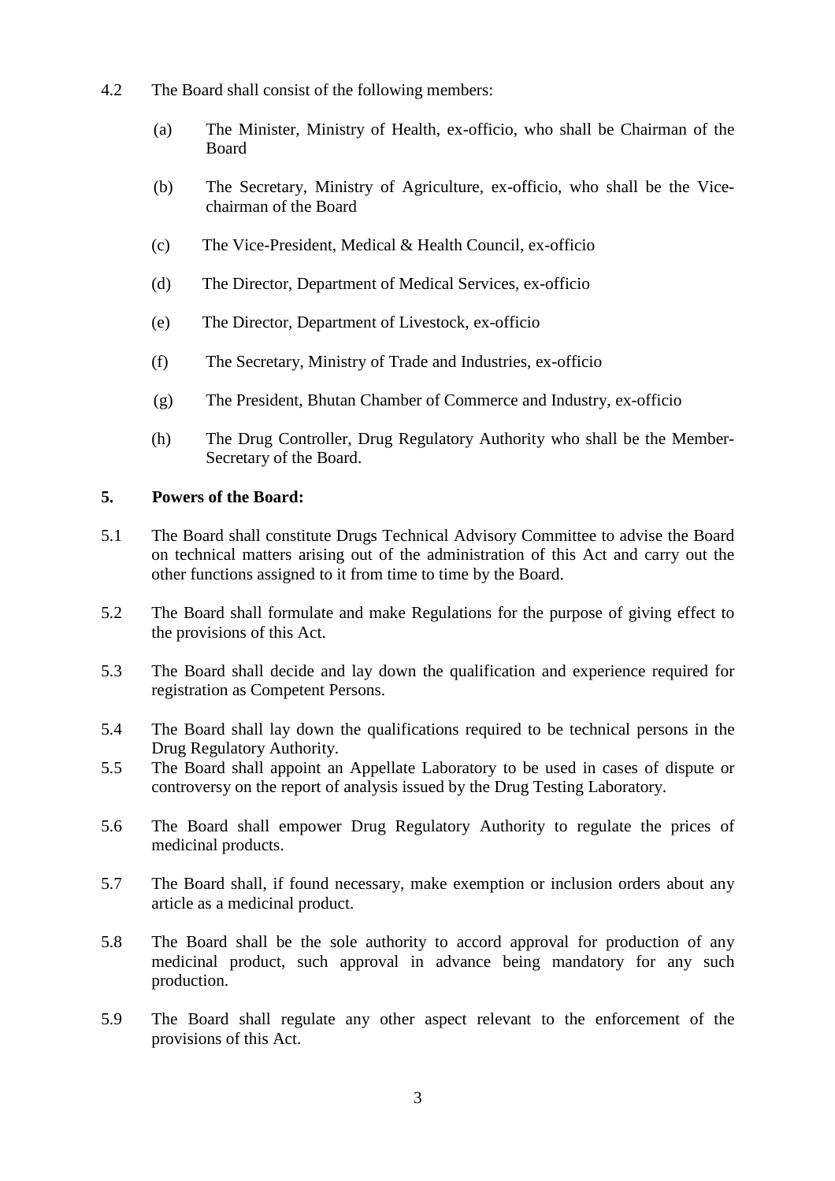4.2 The Board shall consist of the following members:

(a) The Minister, Ministry of Health, ex-officio, who shall be Chairman of the Board

(b) The Secretary, Ministry of Agriculture, ex-officio, who shall be the Vice-chairman of the Board

(c) The Vice-President, Medical & Health Council, ex-officio

(d) The Director, Department of Medical Services, ex-officio

(e) The Director, Department of Livestock, ex-officio

(f) The Secretary, Ministry of Trade and Industries, ex-officio

(g) The President, Bhutan Chamber of Commerce and Industry, ex-officio

(h) The Drug Controller, Drug Regulatory Authority who shall be the Member-Secretary of the Board.

**5. Powers of the Board:**

5.1 The Board shall constitute Drugs Technical Advisory Committee to advise the Board on technical matters arising out of the administration of this Act and carry out the other functions assigned to it from time to time by the Board.

5.2 The Board shall formulate and make Regulations for the purpose of giving effect to the provisions of this Act.

5.3 The Board shall decide and lay down the qualification and experience required for registration as Competent Persons.

5.4 The Board shall lay down the qualifications required to be technical persons in the Drug Regulatory Authority.

5.5 The Board shall appoint an Appellate Laboratory to be used in cases of dispute or controversy on the report of analysis issued by the Drug Testing Laboratory.

5.6 The Board shall empower Drug Regulatory Authority to regulate the prices of medicinal products.

5.7 The Board shall, if found necessary, make exemption or inclusion orders about any article as a medicinal product.

5.8 The Board shall be the sole authority to accord approval for production of any medicinal product, such approval in advance being mandatory for any such production.

5.9 The Board shall regulate any other aspect relevant to the enforcement of the provisions of this Act.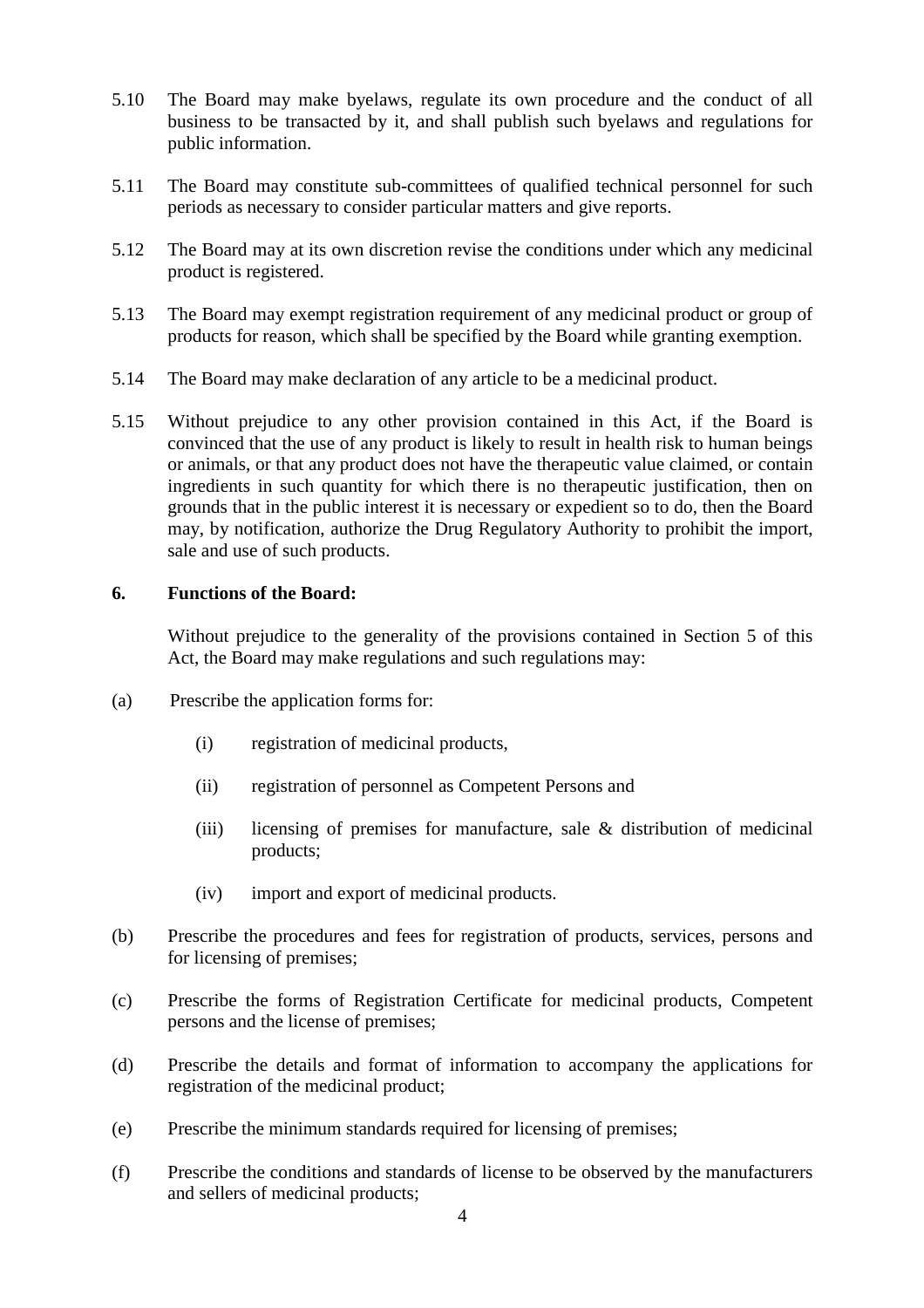5.10 The Board may make byelaws, regulate its own procedure and the conduct of all business to be transacted by it, and shall publish such byelaws and regulations for public information.

5.11 The Board may constitute sub-committees of qualified technical personnel for such periods as necessary to consider particular matters and give reports.

5.12 The Board may at its own discretion revise the conditions under which any medicinal product is registered.

5.13 The Board may exempt registration requirement of any medicinal product or group of products for reason, which shall be specified by the Board while granting exemption.

5.14 The Board may make declaration of any article to be a medicinal product.

5.15 Without prejudice to any other provision contained in this Act, if the Board is convinced that the use of any product is likely to result in health risk to human beings or animals, or that any product does not have the therapeutic value claimed, or contain ingredients in such quantity for which there is no therapeutic justification, then on grounds that in the public interest it is necessary or expedient so to do, then the Board may, by notification, authorize the Drug Regulatory Authority to prohibit the import, sale and use of such products.

**6. Functions of the Board:**

Without prejudice to the generality of the provisions contained in Section 5 of this Act, the Board may make regulations and such regulations may:

(a) Prescribe the application forms for:

(i) registration of medicinal products,

(ii) registration of personnel as Competent Persons and

(iii) licensing of premises for manufacture, sale & distribution of medicinal products;

(iv) import and export of medicinal products.

(b) Prescribe the procedures and fees for registration of products, services, persons and for licensing of premises;

(c) Prescribe the forms of Registration Certificate for medicinal products, Competent persons and the license of premises;

(d) Prescribe the details and format of information to accompany the applications for registration of the medicinal product;

(e) Prescribe the minimum standards required for licensing of premises;

(f) Prescribe the conditions and standards of license to be observed by the manufacturers and sellers of medicinal products;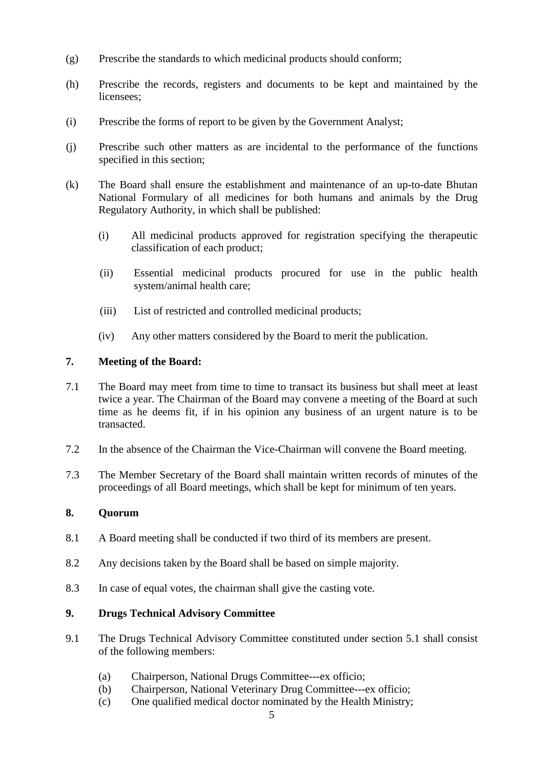(g) Prescribe the standards to which medicinal products should conform;

(h) Prescribe the records, registers and documents to be kept and maintained by the licensees;

(i) Prescribe the forms of report to be given by the Government Analyst;

(j) Prescribe such other matters as are incidental to the performance of the functions specified in this section;

(k) The Board shall ensure the establishment and maintenance of an up-to-date Bhutan National Formulary of all medicines for both humans and animals by the Drug Regulatory Authority, in which shall be published:

  (i) All medicinal products approved for registration specifying the therapeutic classification of each product;

  (ii) Essential medicinal products procured for use in the public health system/animal health care;

  (iii) List of restricted and controlled medicinal products;

  (iv) Any other matters considered by the Board to merit the publication.

## 7. Meeting of the Board:

7.1 The Board may meet from time to time to transact its business but shall meet at least twice a year. The Chairman of the Board may convene a meeting of the Board at such time as he deems fit, if in his opinion any business of an urgent nature is to be transacted.

7.2 In the absence of the Chairman the Vice-Chairman will convene the Board meeting.

7.3 The Member Secretary of the Board shall maintain written records of minutes of the proceedings of all Board meetings, which shall be kept for minimum of ten years.

## 8. Quorum

8.1 A Board meeting shall be conducted if two third of its members are present.

8.2 Any decisions taken by the Board shall be based on simple majority.

8.3 In case of equal votes, the chairman shall give the casting vote.

## 9. Drugs Technical Advisory Committee

9.1 The Drugs Technical Advisory Committee constituted under section 5.1 shall consist of the following members:

  (a) Chairperson, National Drugs Committee---ex officio;
  (b) Chairperson, National Veterinary Drug Committee---ex officio;
  (c) One qualified medical doctor nominated by the Health Ministry;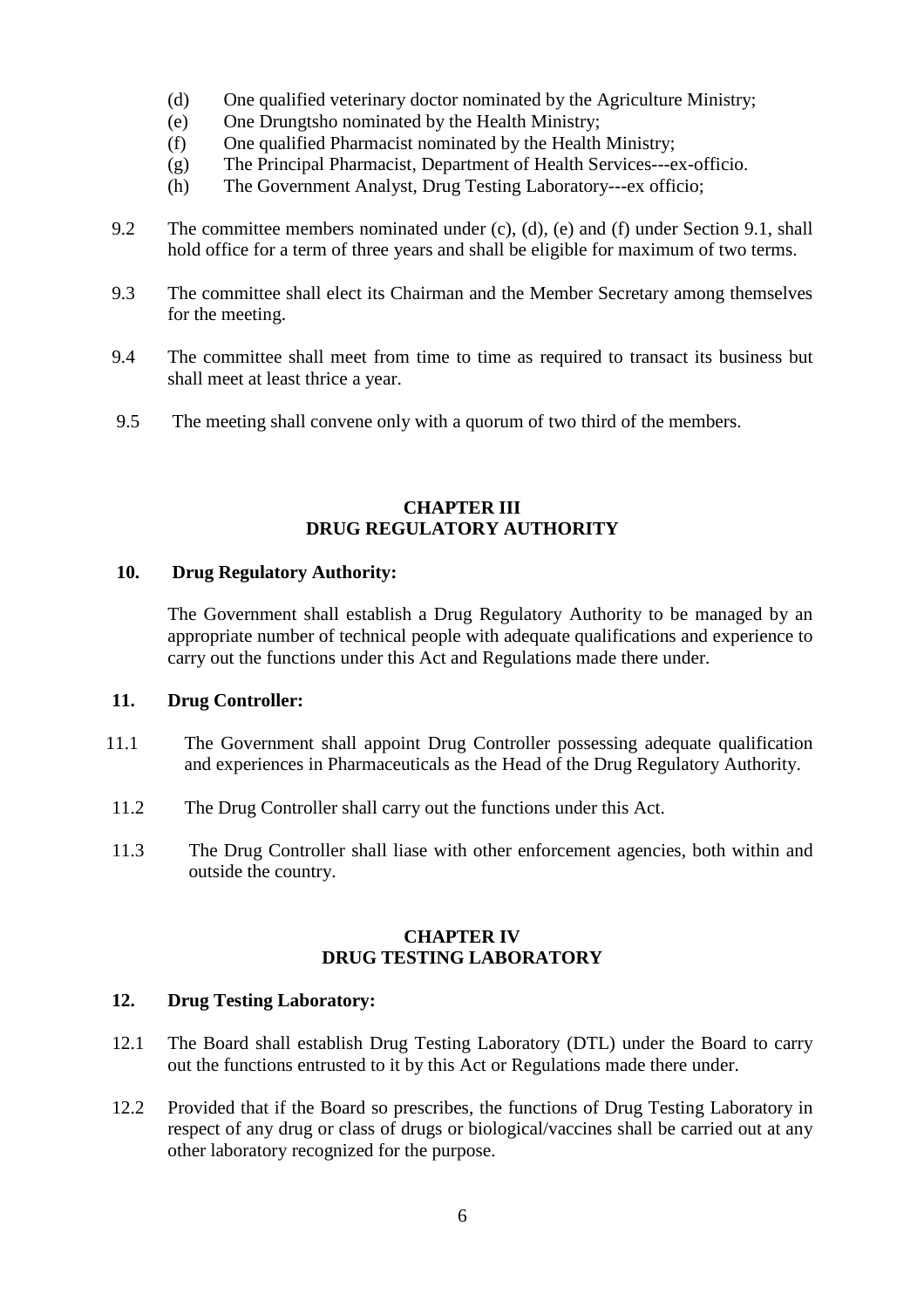(d) One qualified veterinary doctor nominated by the Agriculture Ministry;
(e) One Drungtsho nominated by the Health Ministry;
(f) One qualified Pharmacist nominated by the Health Ministry;
(g) The Principal Pharmacist, Department of Health Services---ex-officio.
(h) The Government Analyst, Drug Testing Laboratory---ex officio;

9.2 The committee members nominated under (c), (d), (e) and (f) under Section 9.1, shall hold office for a term of three years and shall be eligible for maximum of two terms.

9.3 The committee shall elect its Chairman and the Member Secretary among themselves for the meeting.

9.4 The committee shall meet from time to time as required to transact its business but shall meet at least thrice a year.

9.5 The meeting shall convene only with a quorum of two third of the members.

## CHAPTER III
## DRUG REGULATORY AUTHORITY

### 10. Drug Regulatory Authority:

The Government shall establish a Drug Regulatory Authority to be managed by an appropriate number of technical people with adequate qualifications and experience to carry out the functions under this Act and Regulations made there under.

### 11. Drug Controller:

11.1 The Government shall appoint Drug Controller possessing adequate qualification and experiences in Pharmaceuticals as the Head of the Drug Regulatory Authority.

11.2 The Drug Controller shall carry out the functions under this Act.

11.3 The Drug Controller shall liase with other enforcement agencies, both within and outside the country.

## CHAPTER IV
## DRUG TESTING LABORATORY

### 12. Drug Testing Laboratory:

12.1 The Board shall establish Drug Testing Laboratory (DTL) under the Board to carry out the functions entrusted to it by this Act or Regulations made there under.

12.2 Provided that if the Board so prescribes, the functions of Drug Testing Laboratory in respect of any drug or class of drugs or biological/vaccines shall be carried out at any other laboratory recognized for the purpose.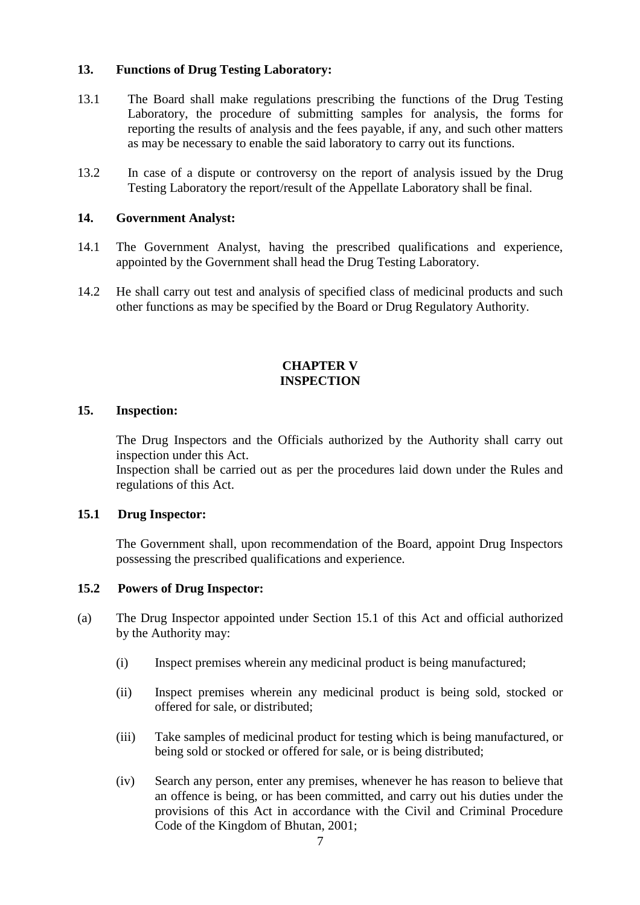### 13. Functions of Drug Testing Laboratory:

13.1 The Board shall make regulations prescribing the functions of the Drug Testing Laboratory, the procedure of submitting samples for analysis, the forms for reporting the results of analysis and the fees payable, if any, and such other matters as may be necessary to enable the said laboratory to carry out its functions.

13.2 In case of a dispute or controversy on the report of analysis issued by the Drug Testing Laboratory the report/result of the Appellate Laboratory shall be final.

### 14. Government Analyst:

14.1 The Government Analyst, having the prescribed qualifications and experience, appointed by the Government shall head the Drug Testing Laboratory.

14.2 He shall carry out test and analysis of specified class of medicinal products and such other functions as may be specified by the Board or Drug Regulatory Authority.

## CHAPTER V
## INSPECTION

### 15. Inspection:

The Drug Inspectors and the Officials authorized by the Authority shall carry out inspection under this Act.
Inspection shall be carried out as per the procedures laid down under the Rules and regulations of this Act.

### 15.1 Drug Inspector:

The Government shall, upon recommendation of the Board, appoint Drug Inspectors possessing the prescribed qualifications and experience.

### 15.2 Powers of Drug Inspector:

(a) The Drug Inspector appointed under Section 15.1 of this Act and official authorized by the Authority may:

(i) Inspect premises wherein any medicinal product is being manufactured;

(ii) Inspect premises wherein any medicinal product is being sold, stocked or offered for sale, or distributed;

(iii) Take samples of medicinal product for testing which is being manufactured, or being sold or stocked or offered for sale, or is being distributed;

(iv) Search any person, enter any premises, whenever he has reason to believe that an offence is being, or has been committed, and carry out his duties under the provisions of this Act in accordance with the Civil and Criminal Procedure Code of the Kingdom of Bhutan, 2001;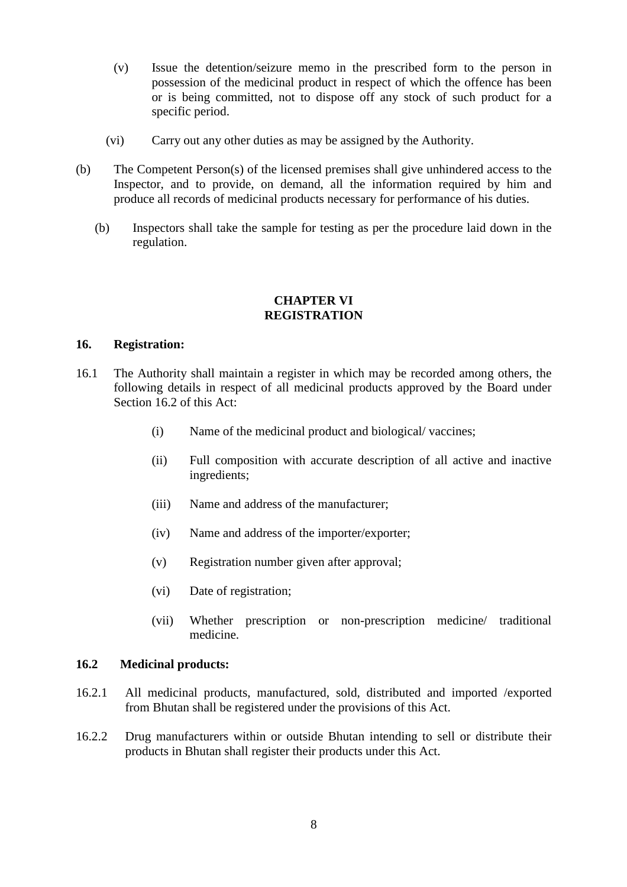(v) Issue the detention/seizure memo in the prescribed form to the person in possession of the medicinal product in respect of which the offence has been or is being committed, not to dispose off any stock of such product for a specific period.

(vi) Carry out any other duties as may be assigned by the Authority.

(b) The Competent Person(s) of the licensed premises shall give unhindered access to the Inspector, and to provide, on demand, all the information required by him and produce all records of medicinal products necessary for performance of his duties.

(b) Inspectors shall take the sample for testing as per the procedure laid down in the regulation.

## CHAPTER VI
## REGISTRATION

### 16. Registration:

16.1 The Authority shall maintain a register in which may be recorded among others, the following details in respect of all medicinal products approved by the Board under Section 16.2 of this Act:

(i) Name of the medicinal product and biological/ vaccines;

(ii) Full composition with accurate description of all active and inactive ingredients;

(iii) Name and address of the manufacturer;

(iv) Name and address of the importer/exporter;

(v) Registration number given after approval;

(vi) Date of registration;

(vii) Whether prescription or non-prescription medicine/ traditional medicine.

### 16.2 Medicinal products:

16.2.1 All medicinal products, manufactured, sold, distributed and imported /exported from Bhutan shall be registered under the provisions of this Act.

16.2.2 Drug manufacturers within or outside Bhutan intending to sell or distribute their products in Bhutan shall register their products under this Act.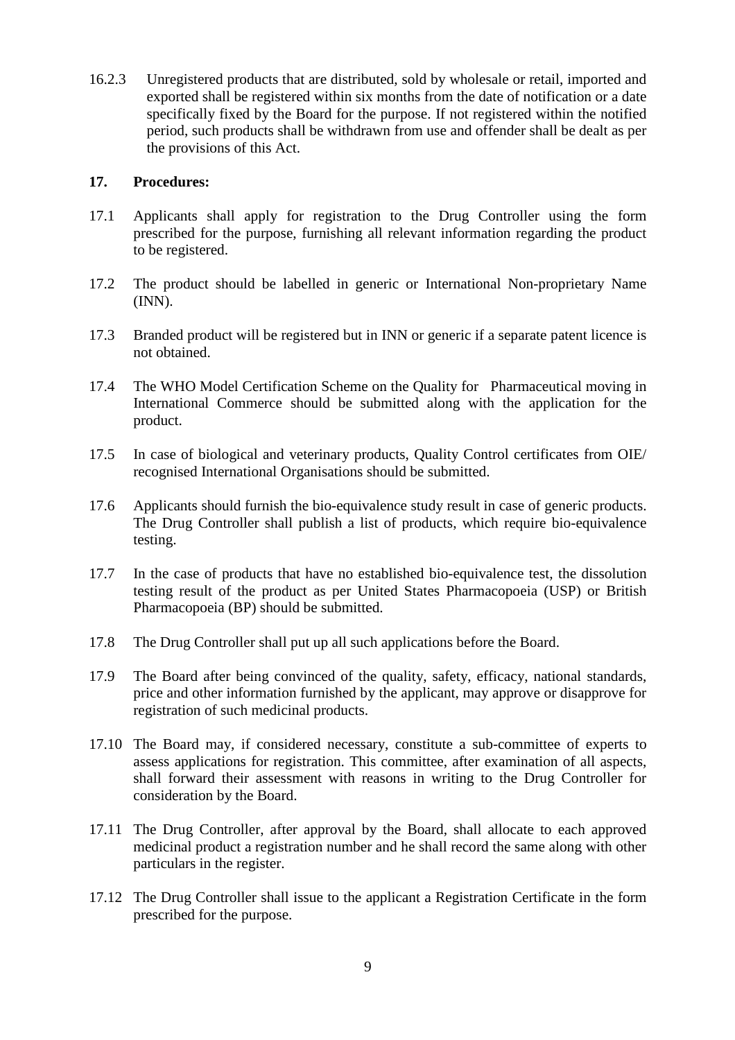16.2.3 Unregistered products that are distributed, sold by wholesale or retail, imported and exported shall be registered within six months from the date of notification or a date specifically fixed by the Board for the purpose. If not registered within the notified period, such products shall be withdrawn from use and offender shall be dealt as per the provisions of this Act.

**17. Procedures:**

17.1 Applicants shall apply for registration to the Drug Controller using the form prescribed for the purpose, furnishing all relevant information regarding the product to be registered.

17.2 The product should be labelled in generic or International Non-proprietary Name (INN).

17.3 Branded product will be registered but in INN or generic if a separate patent licence is not obtained.

17.4 The WHO Model Certification Scheme on the Quality for Pharmaceutical moving in International Commerce should be submitted along with the application for the product.

17.5 In case of biological and veterinary products, Quality Control certificates from OIE/ recognised International Organisations should be submitted.

17.6 Applicants should furnish the bio-equivalence study result in case of generic products. The Drug Controller shall publish a list of products, which require bio-equivalence testing.

17.7 In the case of products that have no established bio-equivalence test, the dissolution testing result of the product as per United States Pharmacopoeia (USP) or British Pharmacopoeia (BP) should be submitted.

17.8 The Drug Controller shall put up all such applications before the Board.

17.9 The Board after being convinced of the quality, safety, efficacy, national standards, price and other information furnished by the applicant, may approve or disapprove for registration of such medicinal products.

17.10 The Board may, if considered necessary, constitute a sub-committee of experts to assess applications for registration. This committee, after examination of all aspects, shall forward their assessment with reasons in writing to the Drug Controller for consideration by the Board.

17.11 The Drug Controller, after approval by the Board, shall allocate to each approved medicinal product a registration number and he shall record the same along with other particulars in the register.

17.12 The Drug Controller shall issue to the applicant a Registration Certificate in the form prescribed for the purpose.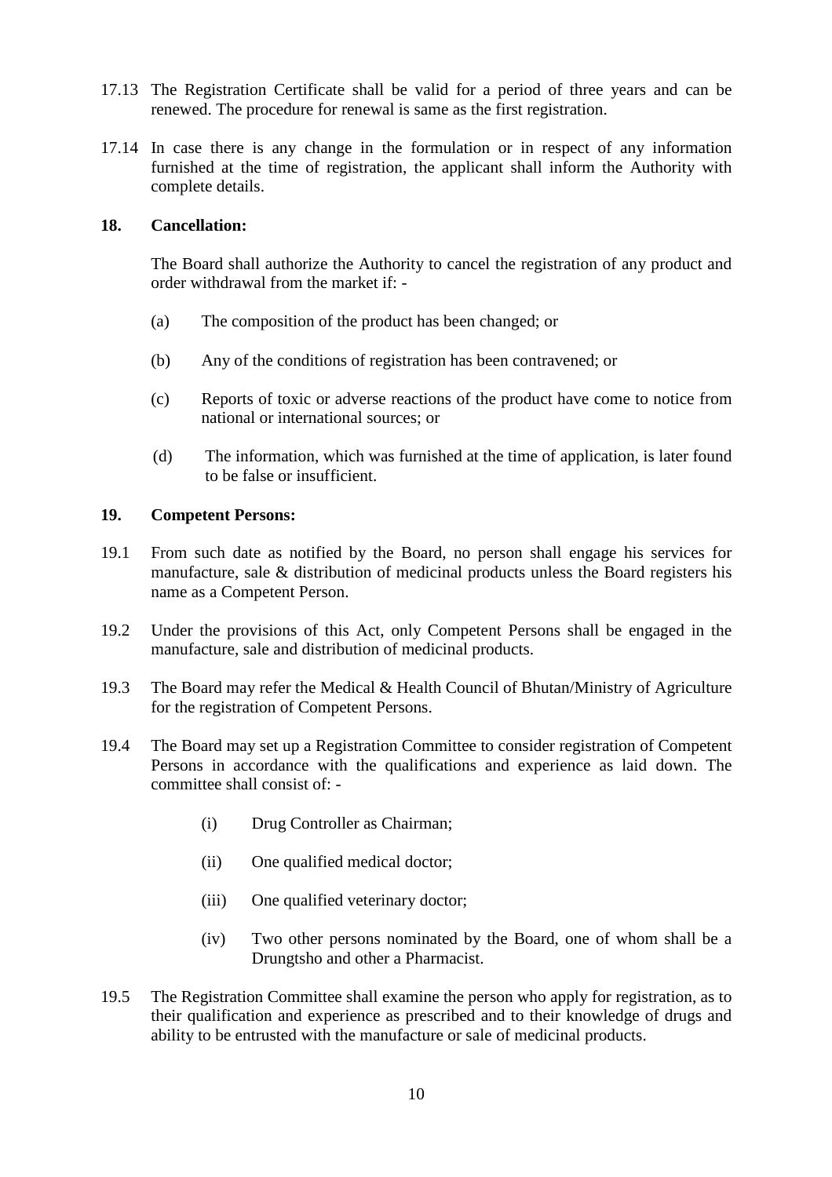17.13 The Registration Certificate shall be valid for a period of three years and can be renewed. The procedure for renewal is same as the first registration.

17.14 In case there is any change in the formulation or in respect of any information furnished at the time of registration, the applicant shall inform the Authority with complete details.

## 18. Cancellation:

The Board shall authorize the Authority to cancel the registration of any product and order withdrawal from the market if: -

(a) The composition of the product has been changed; or

(b) Any of the conditions of registration has been contravened; or

(c) Reports of toxic or adverse reactions of the product have come to notice from national or international sources; or

(d) The information, which was furnished at the time of application, is later found to be false or insufficient.

## 19. Competent Persons:

19.1 From such date as notified by the Board, no person shall engage his services for manufacture, sale & distribution of medicinal products unless the Board registers his name as a Competent Person.

19.2 Under the provisions of this Act, only Competent Persons shall be engaged in the manufacture, sale and distribution of medicinal products.

19.3 The Board may refer the Medical & Health Council of Bhutan/Ministry of Agriculture for the registration of Competent Persons.

19.4 The Board may set up a Registration Committee to consider registration of Competent Persons in accordance with the qualifications and experience as laid down. The committee shall consist of: -

(i) Drug Controller as Chairman;

(ii) One qualified medical doctor;

(iii) One qualified veterinary doctor;

(iv) Two other persons nominated by the Board, one of whom shall be a Drungtsho and other a Pharmacist.

19.5 The Registration Committee shall examine the person who apply for registration, as to their qualification and experience as prescribed and to their knowledge of drugs and ability to be entrusted with the manufacture or sale of medicinal products.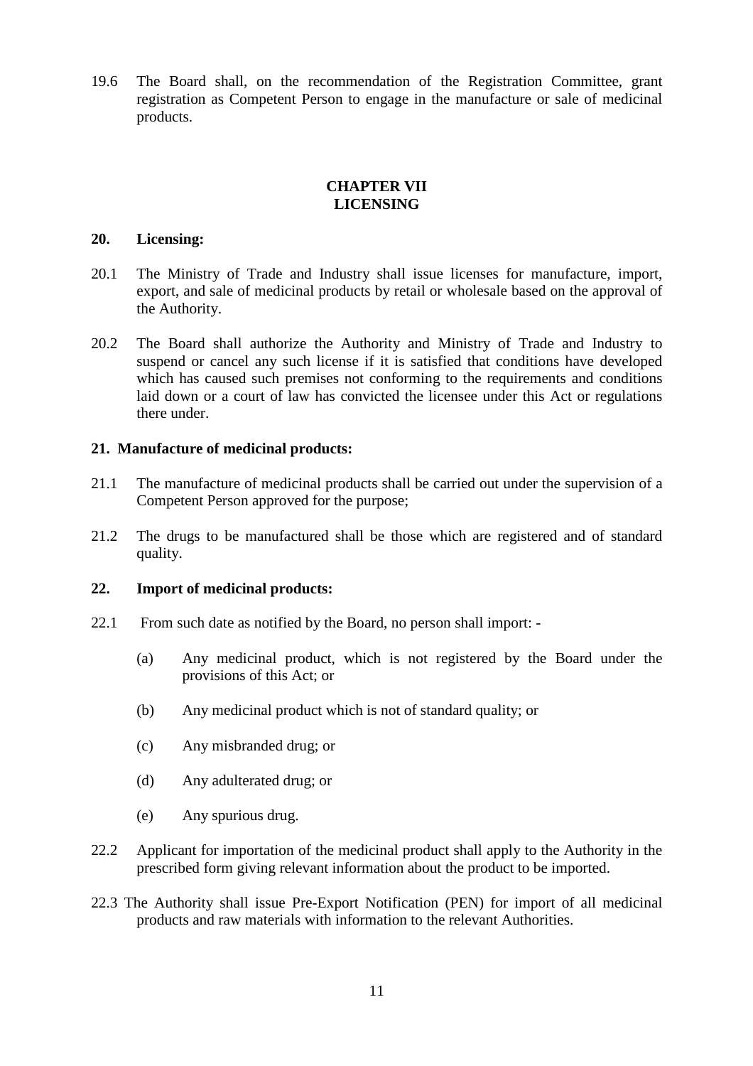19.6 The Board shall, on the recommendation of the Registration Committee, grant registration as Competent Person to engage in the manufacture or sale of medicinal products.

## CHAPTER VII
## LICENSING

### 20. Licensing:

20.1 The Ministry of Trade and Industry shall issue licenses for manufacture, import, export, and sale of medicinal products by retail or wholesale based on the approval of the Authority.

20.2 The Board shall authorize the Authority and Ministry of Trade and Industry to suspend or cancel any such license if it is satisfied that conditions have developed which has caused such premises not conforming to the requirements and conditions laid down or a court of law has convicted the licensee under this Act or regulations there under.

### 21. Manufacture of medicinal products:

21.1 The manufacture of medicinal products shall be carried out under the supervision of a Competent Person approved for the purpose;

21.2 The drugs to be manufactured shall be those which are registered and of standard quality.

### 22. Import of medicinal products:

22.1 From such date as notified by the Board, no person shall import: -

(a) Any medicinal product, which is not registered by the Board under the provisions of this Act; or

(b) Any medicinal product which is not of standard quality; or

(c) Any misbranded drug; or

(d) Any adulterated drug; or

(e) Any spurious drug.

22.2 Applicant for importation of the medicinal product shall apply to the Authority in the prescribed form giving relevant information about the product to be imported.

22.3 The Authority shall issue Pre-Export Notification (PEN) for import of all medicinal products and raw materials with information to the relevant Authorities.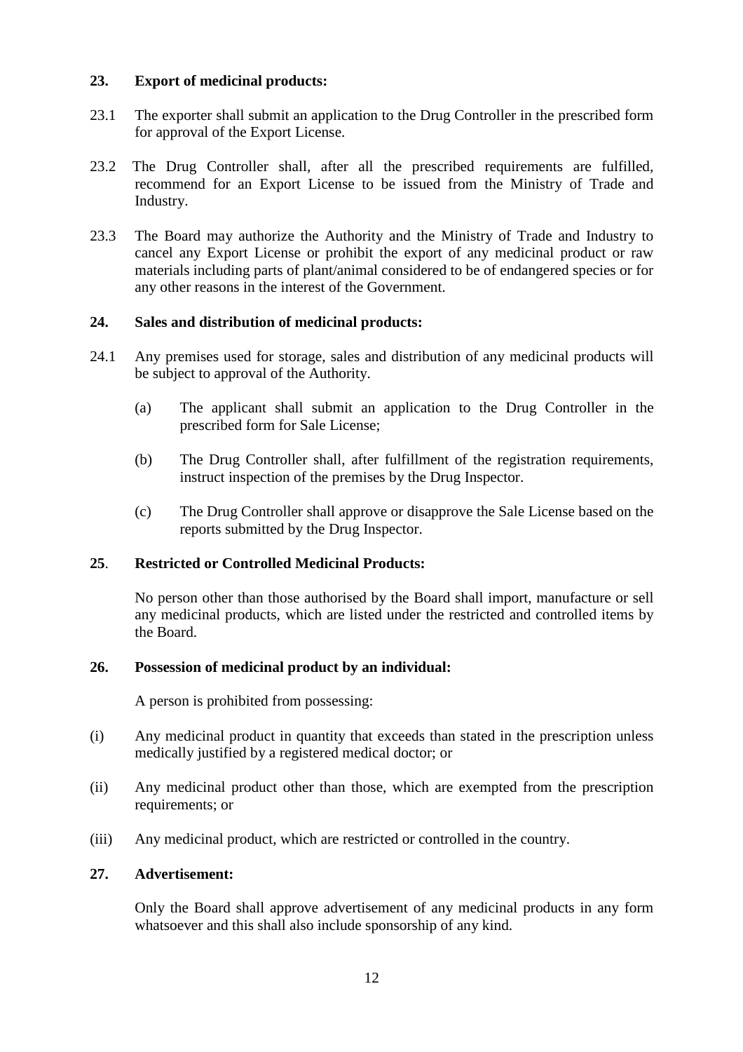**23. Export of medicinal products:**

23.1 The exporter shall submit an application to the Drug Controller in the prescribed form for approval of the Export License.

23.2 The Drug Controller shall, after all the prescribed requirements are fulfilled, recommend for an Export License to be issued from the Ministry of Trade and Industry.

23.3 The Board may authorize the Authority and the Ministry of Trade and Industry to cancel any Export License or prohibit the export of any medicinal product or raw materials including parts of plant/animal considered to be of endangered species or for any other reasons in the interest of the Government.

**24. Sales and distribution of medicinal products:**

24.1 Any premises used for storage, sales and distribution of any medicinal products will be subject to approval of the Authority.

- (a) The applicant shall submit an application to the Drug Controller in the prescribed form for Sale License;
- (b) The Drug Controller shall, after fulfillment of the registration requirements, instruct inspection of the premises by the Drug Inspector.
- (c) The Drug Controller shall approve or disapprove the Sale License based on the reports submitted by the Drug Inspector.

**25. Restricted or Controlled Medicinal Products:**

No person other than those authorised by the Board shall import, manufacture or sell any medicinal products, which are listed under the restricted and controlled items by the Board.

**26. Possession of medicinal product by an individual:**

A person is prohibited from possessing:

(i) Any medicinal product in quantity that exceeds than stated in the prescription unless medically justified by a registered medical doctor; or

(ii) Any medicinal product other than those, which are exempted from the prescription requirements; or

(iii) Any medicinal product, which are restricted or controlled in the country.

**27. Advertisement:**

Only the Board shall approve advertisement of any medicinal products in any form whatsoever and this shall also include sponsorship of any kind.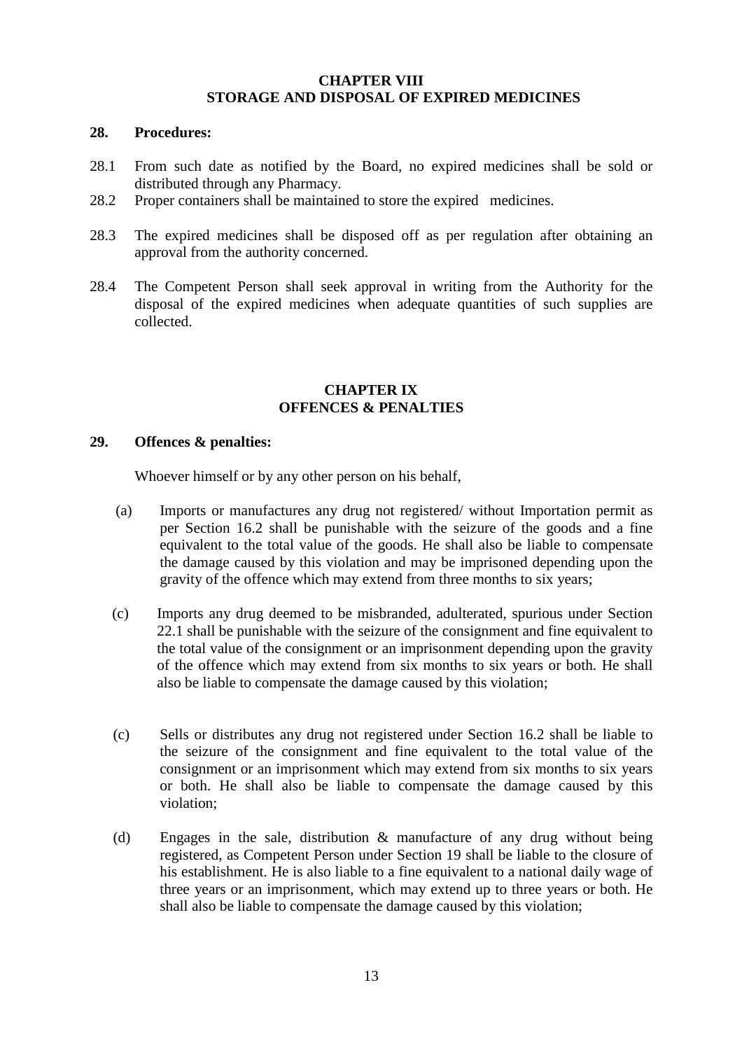## CHAPTER VIII
## STORAGE AND DISPOSAL OF EXPIRED MEDICINES

**28. Procedures:**

28.1 From such date as notified by the Board, no expired medicines shall be sold or distributed through any Pharmacy.

28.2 Proper containers shall be maintained to store the expired medicines.

28.3 The expired medicines shall be disposed off as per regulation after obtaining an approval from the authority concerned.

28.4 The Competent Person shall seek approval in writing from the Authority for the disposal of the expired medicines when adequate quantities of such supplies are collected.

## CHAPTER IX
## OFFENCES & PENALTIES

**29. Offences & penalties:**

Whoever himself or by any other person on his behalf,

(a) Imports or manufactures any drug not registered/ without Importation permit as per Section 16.2 shall be punishable with the seizure of the goods and a fine equivalent to the total value of the goods. He shall also be liable to compensate the damage caused by this violation and may be imprisoned depending upon the gravity of the offence which may extend from three months to six years;

(c) Imports any drug deemed to be misbranded, adulterated, spurious under Section 22.1 shall be punishable with the seizure of the consignment and fine equivalent to the total value of the consignment or an imprisonment depending upon the gravity of the offence which may extend from six months to six years or both. He shall also be liable to compensate the damage caused by this violation;

(c) Sells or distributes any drug not registered under Section 16.2 shall be liable to the seizure of the consignment and fine equivalent to the total value of the consignment or an imprisonment which may extend from six months to six years or both. He shall also be liable to compensate the damage caused by this violation;

(d) Engages in the sale, distribution & manufacture of any drug without being registered, as Competent Person under Section 19 shall be liable to the closure of his establishment. He is also liable to a fine equivalent to a national daily wage of three years or an imprisonment, which may extend up to three years or both. He shall also be liable to compensate the damage caused by this violation;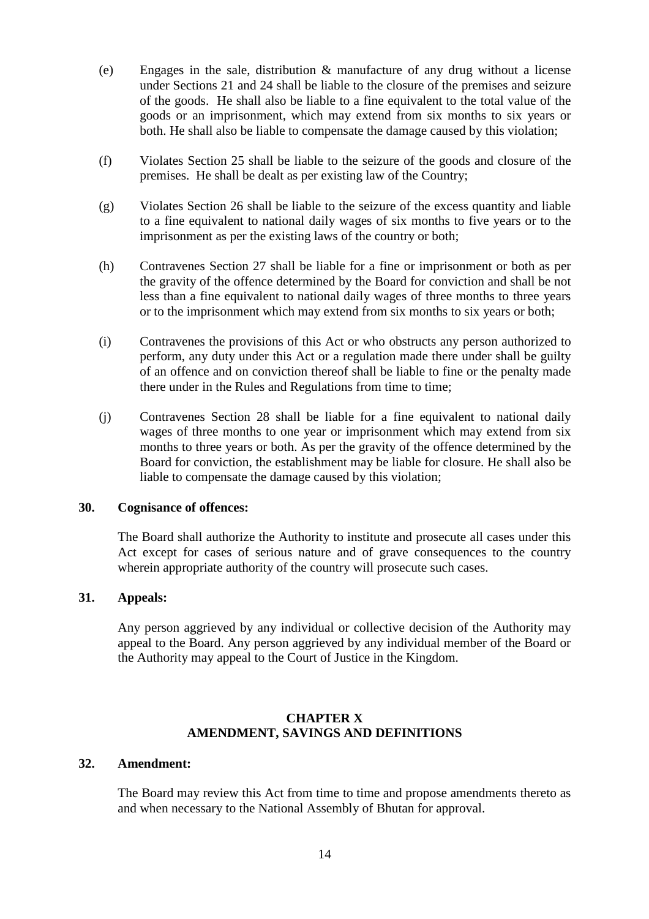(e) Engages in the sale, distribution & manufacture of any drug without a license under Sections 21 and 24 shall be liable to the closure of the premises and seizure of the goods. He shall also be liable to a fine equivalent to the total value of the goods or an imprisonment, which may extend from six months to six years or both. He shall also be liable to compensate the damage caused by this violation;

(f) Violates Section 25 shall be liable to the seizure of the goods and closure of the premises. He shall be dealt as per existing law of the Country;

(g) Violates Section 26 shall be liable to the seizure of the excess quantity and liable to a fine equivalent to national daily wages of six months to five years or to the imprisonment as per the existing laws of the country or both;

(h) Contravenes Section 27 shall be liable for a fine or imprisonment or both as per the gravity of the offence determined by the Board for conviction and shall be not less than a fine equivalent to national daily wages of three months to three years or to the imprisonment which may extend from six months to six years or both;

(i) Contravenes the provisions of this Act or who obstructs any person authorized to perform, any duty under this Act or a regulation made there under shall be guilty of an offence and on conviction thereof shall be liable to fine or the penalty made there under in the Rules and Regulations from time to time;

(j) Contravenes Section 28 shall be liable for a fine equivalent to national daily wages of three months to one year or imprisonment which may extend from six months to three years or both. As per the gravity of the offence determined by the Board for conviction, the establishment may be liable for closure. He shall also be liable to compensate the damage caused by this violation;

**30. Cognisance of offences:**

The Board shall authorize the Authority to institute and prosecute all cases under this Act except for cases of serious nature and of grave consequences to the country wherein appropriate authority of the country will prosecute such cases.

**31. Appeals:**

Any person aggrieved by any individual or collective decision of the Authority may appeal to the Board. Any person aggrieved by any individual member of the Board or the Authority may appeal to the Court of Justice in the Kingdom.

## CHAPTER X
## AMENDMENT, SAVINGS AND DEFINITIONS

**32. Amendment:**

The Board may review this Act from time to time and propose amendments thereto as and when necessary to the National Assembly of Bhutan for approval.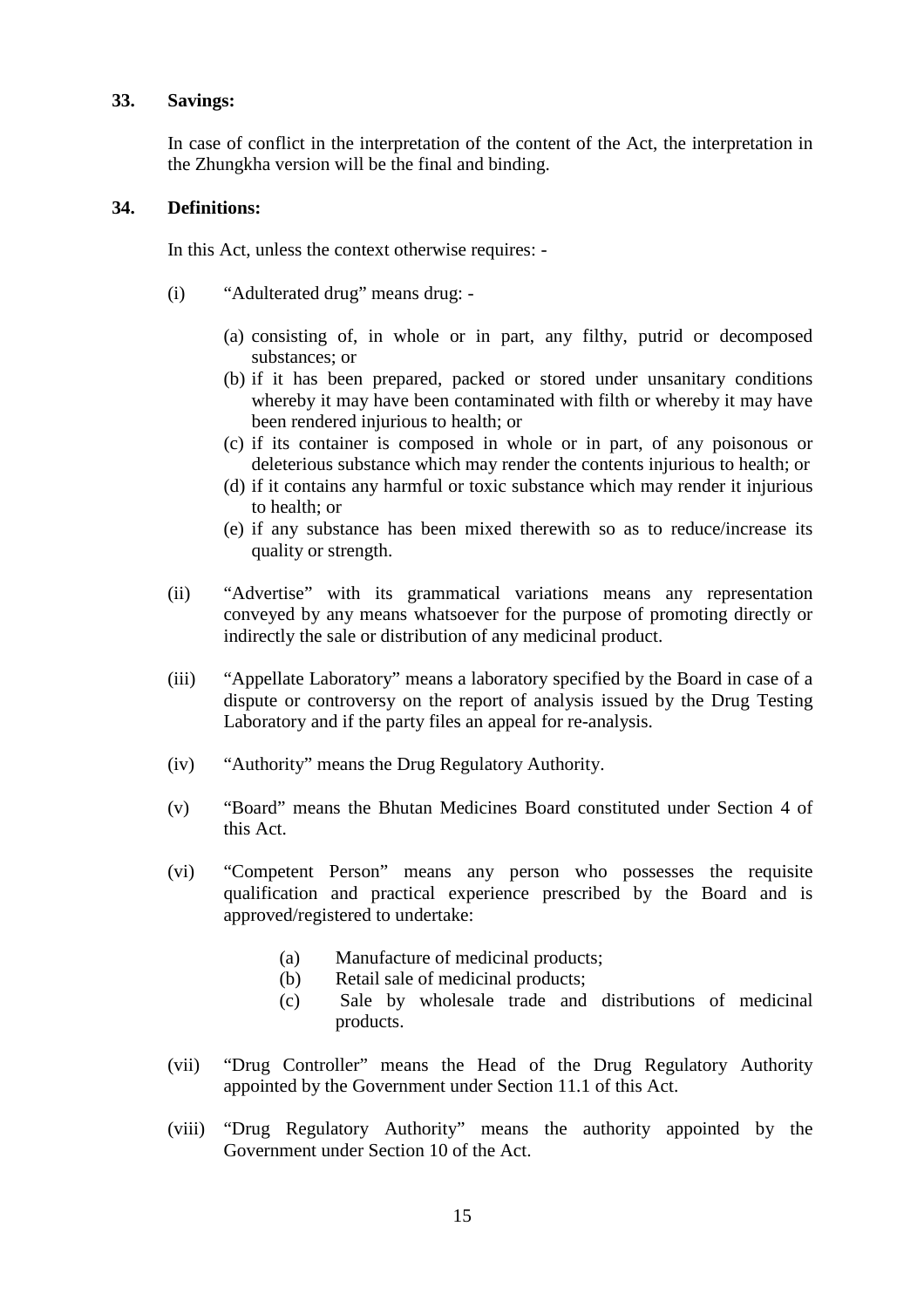**33. Savings:**

In case of conflict in the interpretation of the content of the Act, the interpretation in the Zhungkha version will be the final and binding.

**34. Definitions:**

In this Act, unless the context otherwise requires: -

(i) "Adulterated drug" means drug: -

(a) consisting of, in whole or in part, any filthy, putrid or decomposed substances; or
(b) if it has been prepared, packed or stored under unsanitary conditions whereby it may have been contaminated with filth or whereby it may have been rendered injurious to health; or
(c) if its container is composed in whole or in part, of any poisonous or deleterious substance which may render the contents injurious to health; or
(d) if it contains any harmful or toxic substance which may render it injurious to health; or
(e) if any substance has been mixed therewith so as to reduce/increase its quality or strength.

(ii) "Advertise" with its grammatical variations means any representation conveyed by any means whatsoever for the purpose of promoting directly or indirectly the sale or distribution of any medicinal product.

(iii) "Appellate Laboratory" means a laboratory specified by the Board in case of a dispute or controversy on the report of analysis issued by the Drug Testing Laboratory and if the party files an appeal for re-analysis.

(iv) "Authority" means the Drug Regulatory Authority.

(v) "Board" means the Bhutan Medicines Board constituted under Section 4 of this Act.

(vi) "Competent Person" means any person who possesses the requisite qualification and practical experience prescribed by the Board and is approved/registered to undertake:

(a) Manufacture of medicinal products;
(b) Retail sale of medicinal products;
(c) Sale by wholesale trade and distributions of medicinal products.

(vii) "Drug Controller" means the Head of the Drug Regulatory Authority appointed by the Government under Section 11.1 of this Act.

(viii) "Drug Regulatory Authority" means the authority appointed by the Government under Section 10 of the Act.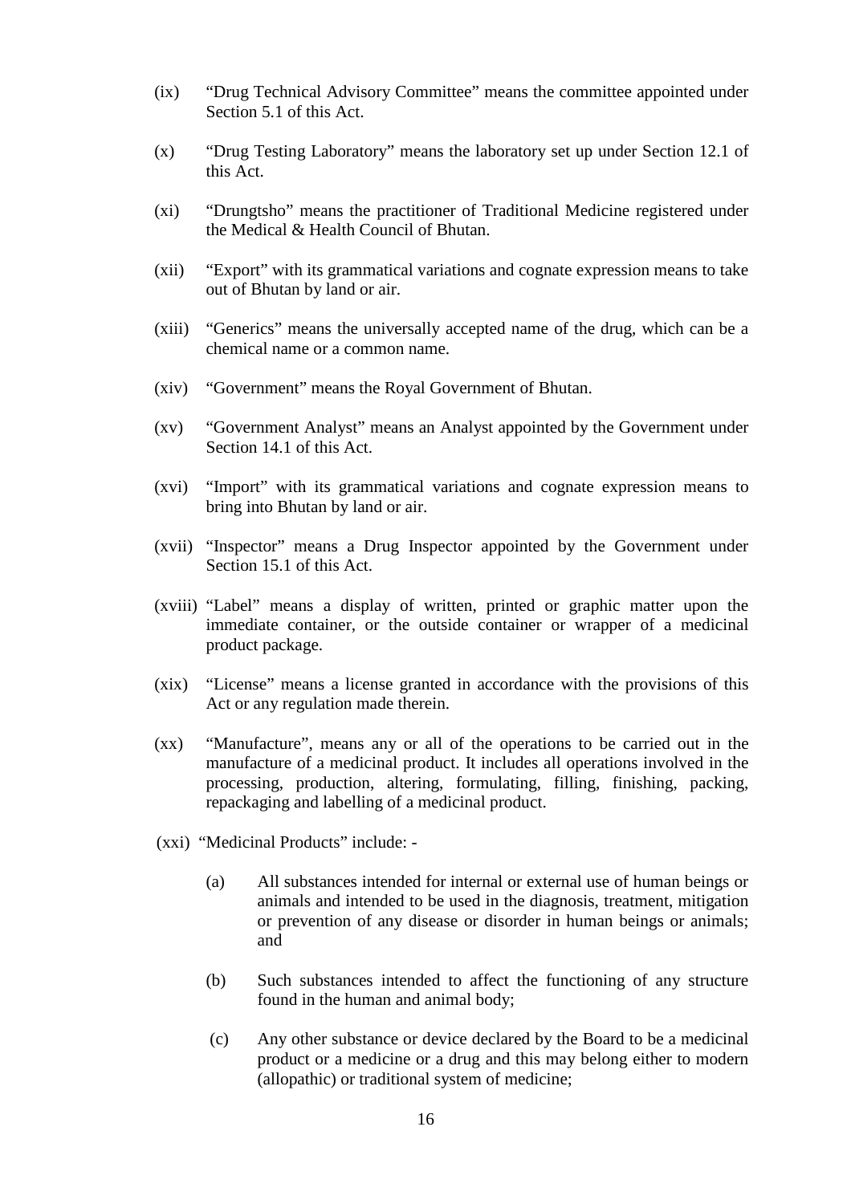(ix) "Drug Technical Advisory Committee" means the committee appointed under Section 5.1 of this Act.

(x) "Drug Testing Laboratory" means the laboratory set up under Section 12.1 of this Act.

(xi) "Drungtsho" means the practitioner of Traditional Medicine registered under the Medical & Health Council of Bhutan.

(xii) "Export" with its grammatical variations and cognate expression means to take out of Bhutan by land or air.

(xiii) "Generics" means the universally accepted name of the drug, which can be a chemical name or a common name.

(xiv) "Government" means the Royal Government of Bhutan.

(xv) "Government Analyst" means an Analyst appointed by the Government under Section 14.1 of this Act.

(xvi) "Import" with its grammatical variations and cognate expression means to bring into Bhutan by land or air.

(xvii) "Inspector" means a Drug Inspector appointed by the Government under Section 15.1 of this Act.

(xviii) "Label" means a display of written, printed or graphic matter upon the immediate container, or the outside container or wrapper of a medicinal product package.

(xix) "License" means a license granted in accordance with the provisions of this Act or any regulation made therein.

(xx) "Manufacture", means any or all of the operations to be carried out in the manufacture of a medicinal product. It includes all operations involved in the processing, production, altering, formulating, filling, finishing, packing, repackaging and labelling of a medicinal product.

(xxi) "Medicinal Products" include: -

(a) All substances intended for internal or external use of human beings or animals and intended to be used in the diagnosis, treatment, mitigation or prevention of any disease or disorder in human beings or animals; and

(b) Such substances intended to affect the functioning of any structure found in the human and animal body;

(c) Any other substance or device declared by the Board to be a medicinal product or a medicine or a drug and this may belong either to modern (allopathic) or traditional system of medicine;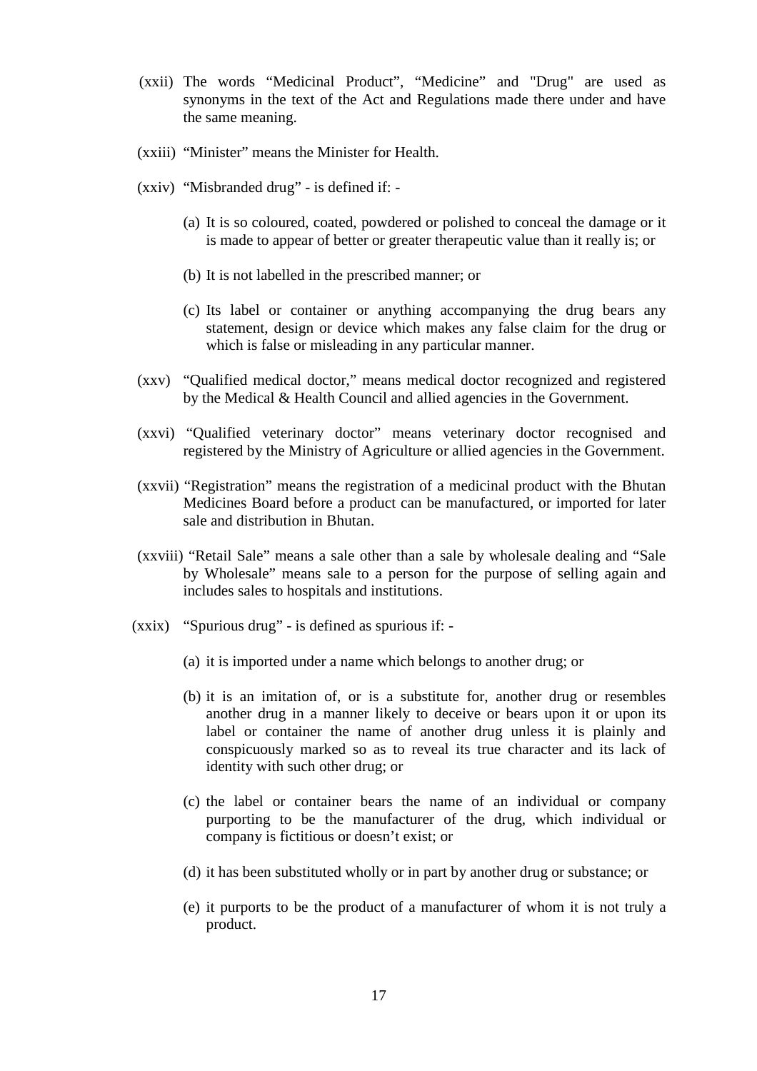(xxii) The words "Medicinal Product", "Medicine" and "Drug" are used as synonyms in the text of the Act and Regulations made there under and have the same meaning.

(xxiii) "Minister" means the Minister for Health.

(xxiv) "Misbranded drug" - is defined if: -

(a) It is so coloured, coated, powdered or polished to conceal the damage or it is made to appear of better or greater therapeutic value than it really is; or

(b) It is not labelled in the prescribed manner; or

(c) Its label or container or anything accompanying the drug bears any statement, design or device which makes any false claim for the drug or which is false or misleading in any particular manner.

(xxv) "Qualified medical doctor," means medical doctor recognized and registered by the Medical & Health Council and allied agencies in the Government.

(xxvi) "Qualified veterinary doctor" means veterinary doctor recognised and registered by the Ministry of Agriculture or allied agencies in the Government.

(xxvii) "Registration" means the registration of a medicinal product with the Bhutan Medicines Board before a product can be manufactured, or imported for later sale and distribution in Bhutan.

(xxviii) "Retail Sale" means a sale other than a sale by wholesale dealing and "Sale by Wholesale" means sale to a person for the purpose of selling again and includes sales to hospitals and institutions.

(xxix) "Spurious drug" - is defined as spurious if: -

(a) it is imported under a name which belongs to another drug; or

(b) it is an imitation of, or is a substitute for, another drug or resembles another drug in a manner likely to deceive or bears upon it or upon its label or container the name of another drug unless it is plainly and conspicuously marked so as to reveal its true character and its lack of identity with such other drug; or

(c) the label or container bears the name of an individual or company purporting to be the manufacturer of the drug, which individual or company is fictitious or doesn't exist; or

(d) it has been substituted wholly or in part by another drug or substance; or

(e) it purports to be the product of a manufacturer of whom it is not truly a product.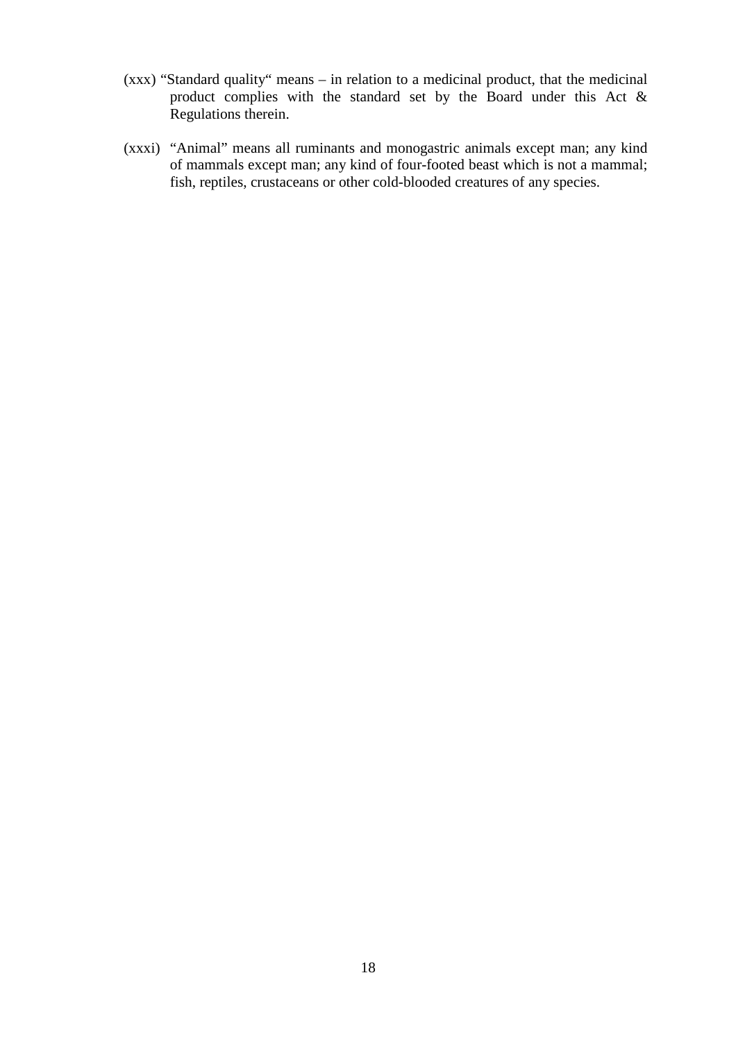(xxx) "Standard quality" means – in relation to a medicinal product, that the medicinal product complies with the standard set by the Board under this Act & Regulations therein.

(xxxi) "Animal" means all ruminants and monogastric animals except man; any kind of mammals except man; any kind of four-footed beast which is not a mammal; fish, reptiles, crustaceans or other cold-blooded creatures of any species.